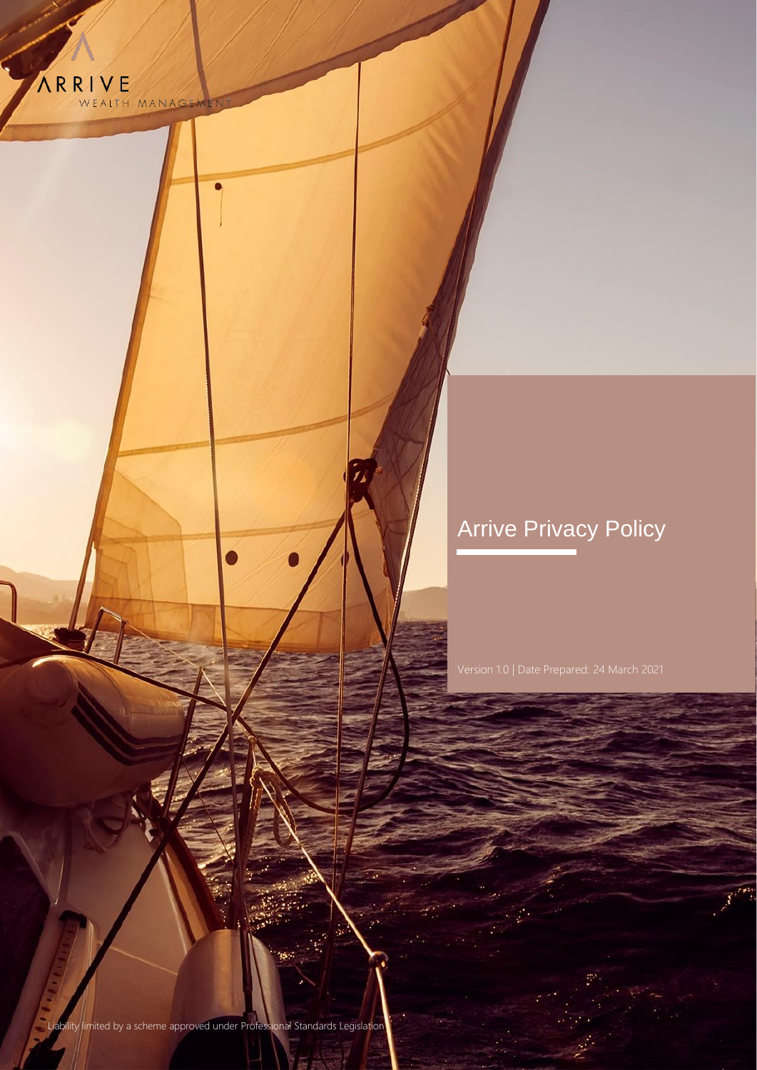ARRIVE
WEALTH MANAGEMENT

# Arrive Privacy Policy

Version 1.0 | Date Prepared: 24 March 2021

Liability limited by a scheme approved under Professional Standards Legislation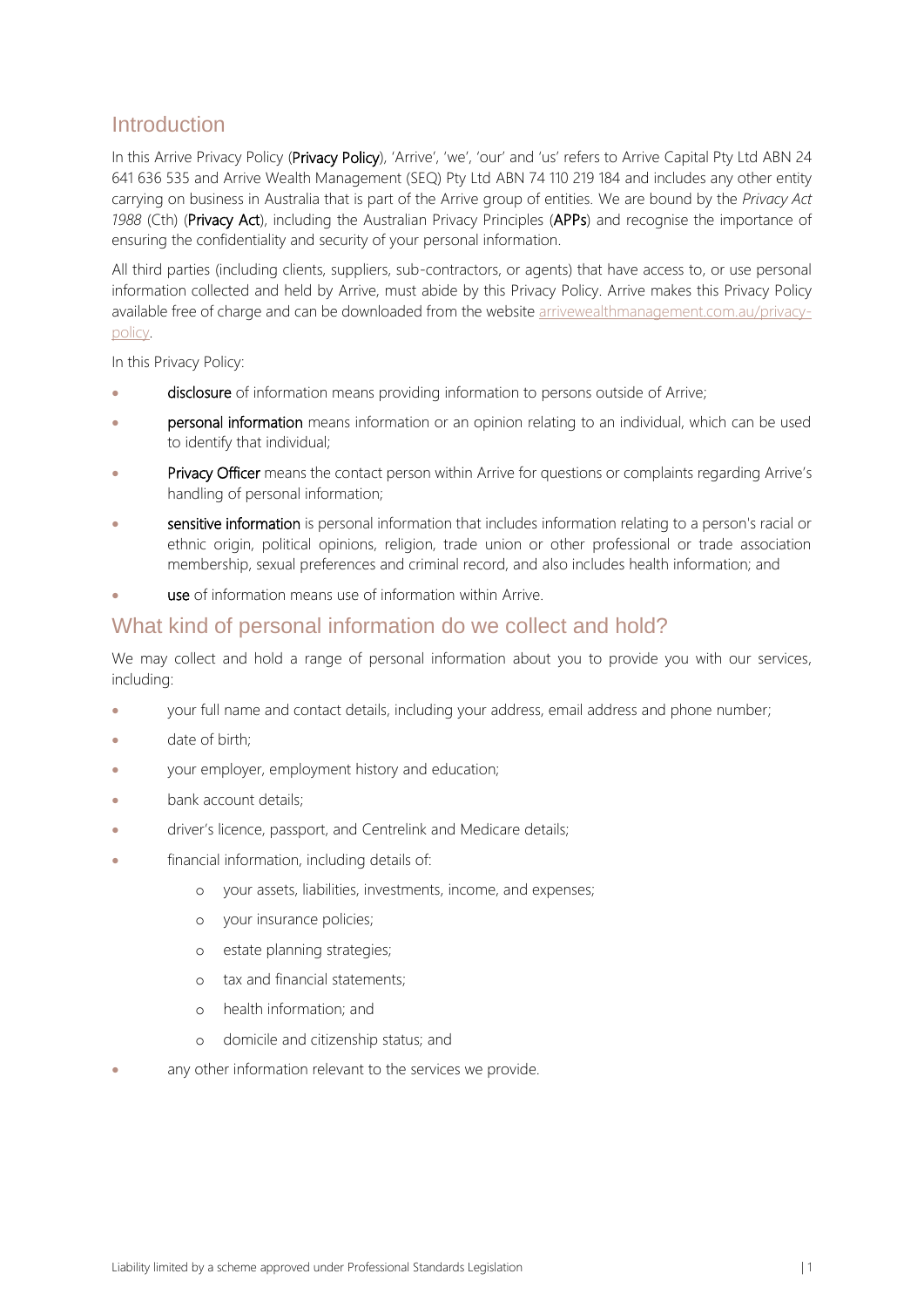## Introduction

In this Arrive Privacy Policy (**Privacy Policy**), 'Arrive', 'we', 'our' and 'us' refers to Arrive Capital Pty Ltd ABN 24 641 636 535 and Arrive Wealth Management (SEQ) Pty Ltd ABN 74 110 219 184 and includes any other entity carrying on business in Australia that is part of the Arrive group of entities. We are bound by the *Privacy Act 1988* (Cth) (**Privacy Act**), including the Australian Privacy Principles (**APPs**) and recognise the importance of ensuring the confidentiality and security of your personal information.

All third parties (including clients, suppliers, sub-contractors, or agents) that have access to, or use personal information collected and held by Arrive, must abide by this Privacy Policy. Arrive makes this Privacy Policy available free of charge and can be downloaded from the website [arrivewealthmanagement.com.au/privacy-policy](arrivewealthmanagement.com.au/privacy-policy).

In this Privacy Policy:

- **disclosure** of information means providing information to persons outside of Arrive;
- **personal information** means information or an opinion relating to an individual, which can be used to identify that individual;
- **Privacy Officer** means the contact person within Arrive for questions or complaints regarding Arrive's handling of personal information;
- **sensitive information** is personal information that includes information relating to a person's racial or ethnic origin, political opinions, religion, trade union or other professional or trade association membership, sexual preferences and criminal record, and also includes health information; and
- **use** of information means use of information within Arrive.

## What kind of personal information do we collect and hold?

We may collect and hold a range of personal information about you to provide you with our services, including:

- your full name and contact details, including your address, email address and phone number;
- date of birth;
- your employer, employment history and education;
- bank account details;
- driver's licence, passport, and Centrelink and Medicare details;
- financial information, including details of:
  - your assets, liabilities, investments, income, and expenses;
  - your insurance policies;
  - estate planning strategies;
  - tax and financial statements;
  - health information; and
  - domicile and citizenship status; and
- any other information relevant to the services we provide.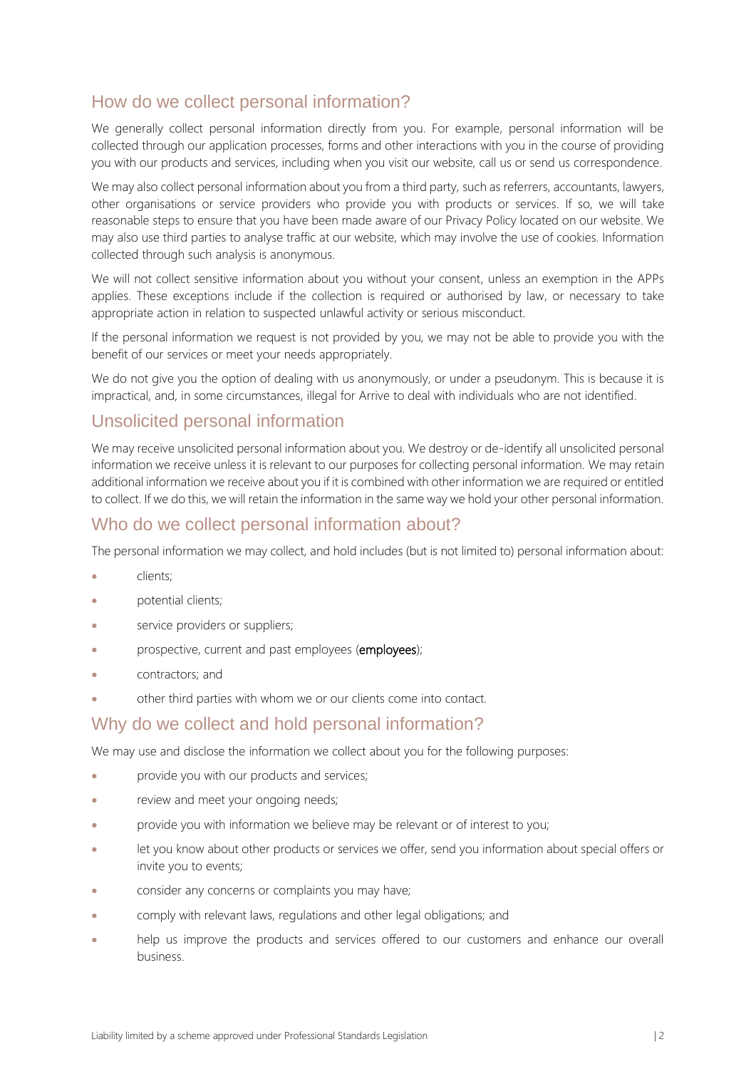## How do we collect personal information?

We generally collect personal information directly from you. For example, personal information will be collected through our application processes, forms and other interactions with you in the course of providing you with our products and services, including when you visit our website, call us or send us correspondence.

We may also collect personal information about you from a third party, such as referrers, accountants, lawyers, other organisations or service providers who provide you with products or services. If so, we will take reasonable steps to ensure that you have been made aware of our Privacy Policy located on our website. We may also use third parties to analyse traffic at our website, which may involve the use of cookies. Information collected through such analysis is anonymous.

We will not collect sensitive information about you without your consent, unless an exemption in the APPs applies. These exceptions include if the collection is required or authorised by law, or necessary to take appropriate action in relation to suspected unlawful activity or serious misconduct.

If the personal information we request is not provided by you, we may not be able to provide you with the benefit of our services or meet your needs appropriately.

We do not give you the option of dealing with us anonymously, or under a pseudonym. This is because it is impractical, and, in some circumstances, illegal for Arrive to deal with individuals who are not identified.

## Unsolicited personal information

We may receive unsolicited personal information about you. We destroy or de-identify all unsolicited personal information we receive unless it is relevant to our purposes for collecting personal information. We may retain additional information we receive about you if it is combined with other information we are required or entitled to collect. If we do this, we will retain the information in the same way we hold your other personal information.

## Who do we collect personal information about?

The personal information we may collect, and hold includes (but is not limited to) personal information about:

- clients;
- potential clients;
- service providers or suppliers;
- prospective, current and past employees (**employees**);
- contractors; and
- other third parties with whom we or our clients come into contact.

## Why do we collect and hold personal information?

We may use and disclose the information we collect about you for the following purposes:

- provide you with our products and services;
- review and meet your ongoing needs;
- provide you with information we believe may be relevant or of interest to you;
- let you know about other products or services we offer, send you information about special offers or invite you to events;
- consider any concerns or complaints you may have;
- comply with relevant laws, regulations and other legal obligations; and
- help us improve the products and services offered to our customers and enhance our overall business.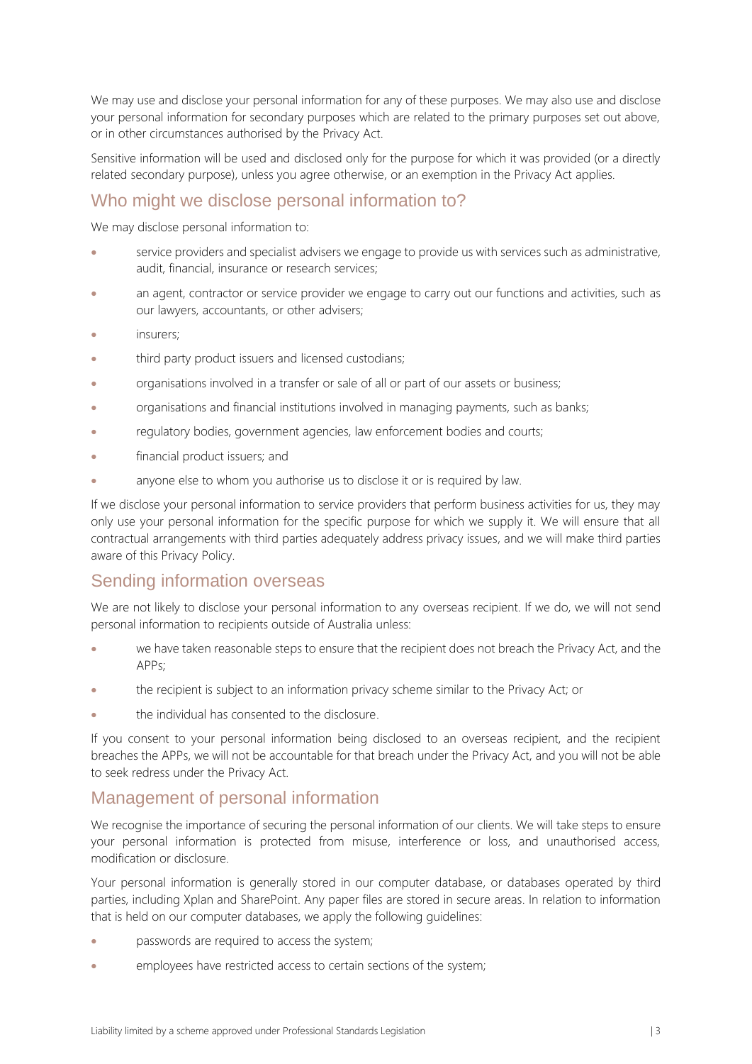We may use and disclose your personal information for any of these purposes. We may also use and disclose your personal information for secondary purposes which are related to the primary purposes set out above, or in other circumstances authorised by the Privacy Act.

Sensitive information will be used and disclosed only for the purpose for which it was provided (or a directly related secondary purpose), unless you agree otherwise, or an exemption in the Privacy Act applies.

## Who might we disclose personal information to?

We may disclose personal information to:

- service providers and specialist advisers we engage to provide us with services such as administrative, audit, financial, insurance or research services;
- an agent, contractor or service provider we engage to carry out our functions and activities, such as our lawyers, accountants, or other advisers;
- insurers;
- third party product issuers and licensed custodians;
- organisations involved in a transfer or sale of all or part of our assets or business;
- organisations and financial institutions involved in managing payments, such as banks;
- regulatory bodies, government agencies, law enforcement bodies and courts;
- financial product issuers; and
- anyone else to whom you authorise us to disclose it or is required by law.

If we disclose your personal information to service providers that perform business activities for us, they may only use your personal information for the specific purpose for which we supply it. We will ensure that all contractual arrangements with third parties adequately address privacy issues, and we will make third parties aware of this Privacy Policy.

## Sending information overseas

We are not likely to disclose your personal information to any overseas recipient. If we do, we will not send personal information to recipients outside of Australia unless:

- we have taken reasonable steps to ensure that the recipient does not breach the Privacy Act, and the APPs;
- the recipient is subject to an information privacy scheme similar to the Privacy Act; or
- the individual has consented to the disclosure.

If you consent to your personal information being disclosed to an overseas recipient, and the recipient breaches the APPs, we will not be accountable for that breach under the Privacy Act, and you will not be able to seek redress under the Privacy Act.

## Management of personal information

We recognise the importance of securing the personal information of our clients. We will take steps to ensure your personal information is protected from misuse, interference or loss, and unauthorised access, modification or disclosure.

Your personal information is generally stored in our computer database, or databases operated by third parties, including Xplan and SharePoint. Any paper files are stored in secure areas. In relation to information that is held on our computer databases, we apply the following guidelines:

- passwords are required to access the system;
- employees have restricted access to certain sections of the system;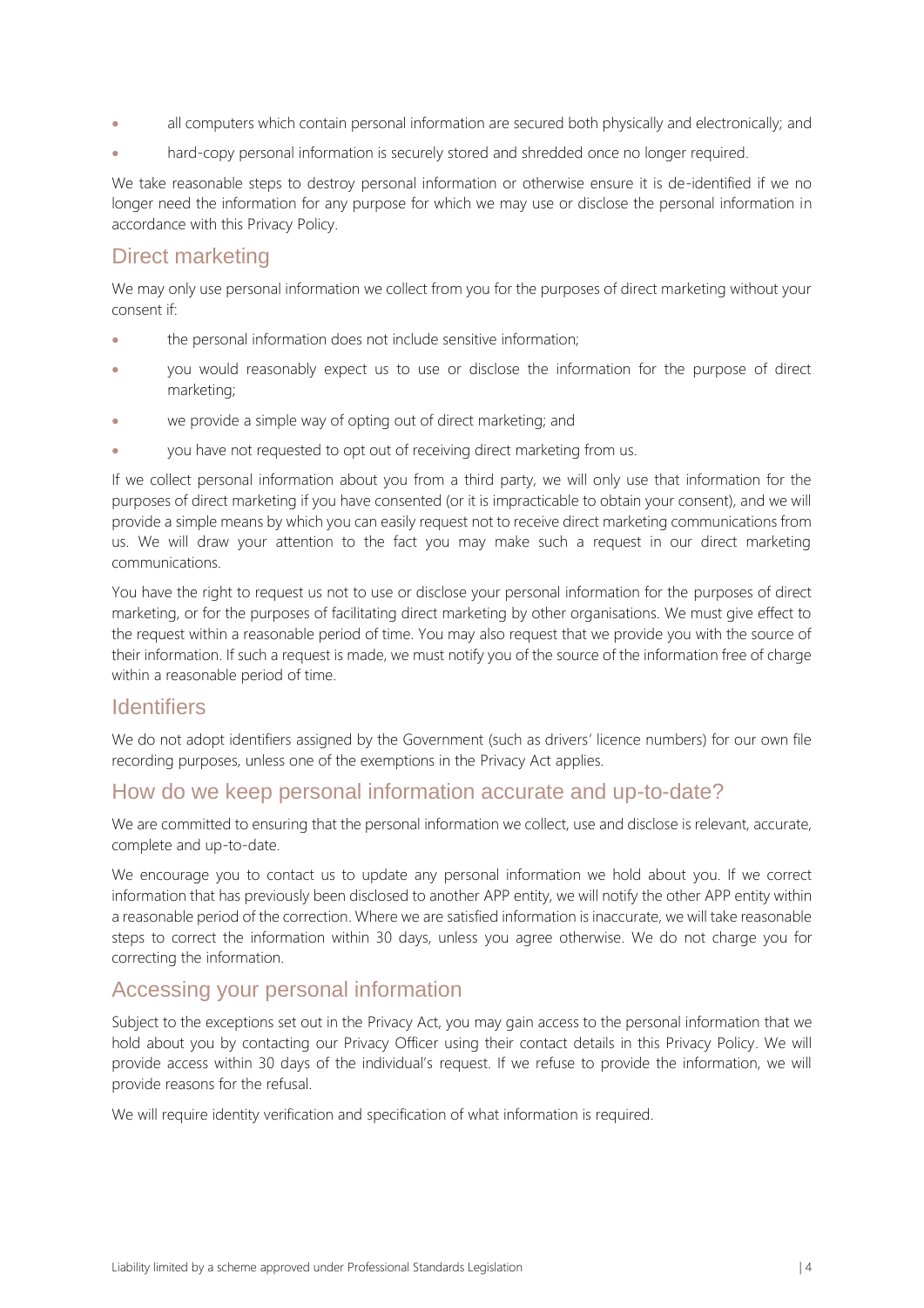- all computers which contain personal information are secured both physically and electronically; and
- hard-copy personal information is securely stored and shredded once no longer required.

We take reasonable steps to destroy personal information or otherwise ensure it is de-identified if we no longer need the information for any purpose for which we may use or disclose the personal information in accordance with this Privacy Policy.

## Direct marketing

We may only use personal information we collect from you for the purposes of direct marketing without your consent if:

- the personal information does not include sensitive information;
- you would reasonably expect us to use or disclose the information for the purpose of direct marketing;
- we provide a simple way of opting out of direct marketing; and
- you have not requested to opt out of receiving direct marketing from us.

If we collect personal information about you from a third party, we will only use that information for the purposes of direct marketing if you have consented (or it is impracticable to obtain your consent), and we will provide a simple means by which you can easily request not to receive direct marketing communications from us. We will draw your attention to the fact you may make such a request in our direct marketing communications.

You have the right to request us not to use or disclose your personal information for the purposes of direct marketing, or for the purposes of facilitating direct marketing by other organisations. We must give effect to the request within a reasonable period of time. You may also request that we provide you with the source of their information. If such a request is made, we must notify you of the source of the information free of charge within a reasonable period of time.

## Identifiers

We do not adopt identifiers assigned by the Government (such as drivers' licence numbers) for our own file recording purposes, unless one of the exemptions in the Privacy Act applies.

## How do we keep personal information accurate and up-to-date?

We are committed to ensuring that the personal information we collect, use and disclose is relevant, accurate, complete and up-to-date.

We encourage you to contact us to update any personal information we hold about you. If we correct information that has previously been disclosed to another APP entity, we will notify the other APP entity within a reasonable period of the correction. Where we are satisfied information is inaccurate, we will take reasonable steps to correct the information within 30 days, unless you agree otherwise. We do not charge you for correcting the information.

## Accessing your personal information

Subject to the exceptions set out in the Privacy Act, you may gain access to the personal information that we hold about you by contacting our Privacy Officer using their contact details in this Privacy Policy. We will provide access within 30 days of the individual's request. If we refuse to provide the information, we will provide reasons for the refusal.

We will require identity verification and specification of what information is required.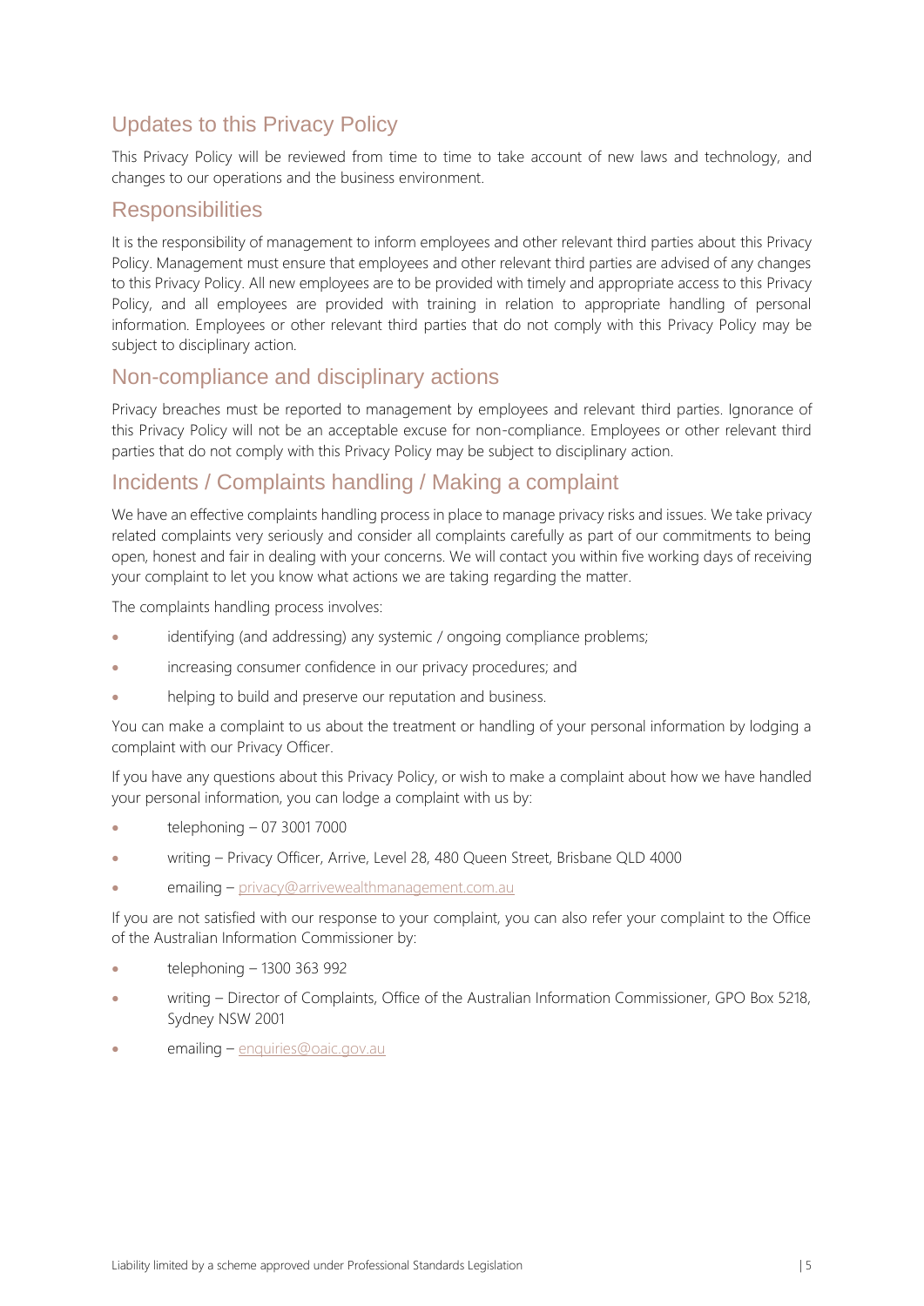## Updates to this Privacy Policy

This Privacy Policy will be reviewed from time to time to take account of new laws and technology, and changes to our operations and the business environment.

## Responsibilities

It is the responsibility of management to inform employees and other relevant third parties about this Privacy Policy. Management must ensure that employees and other relevant third parties are advised of any changes to this Privacy Policy. All new employees are to be provided with timely and appropriate access to this Privacy Policy, and all employees are provided with training in relation to appropriate handling of personal information. Employees or other relevant third parties that do not comply with this Privacy Policy may be subject to disciplinary action.

## Non-compliance and disciplinary actions

Privacy breaches must be reported to management by employees and relevant third parties. Ignorance of this Privacy Policy will not be an acceptable excuse for non-compliance. Employees or other relevant third parties that do not comply with this Privacy Policy may be subject to disciplinary action.

## Incidents / Complaints handling / Making a complaint

We have an effective complaints handling process in place to manage privacy risks and issues. We take privacy related complaints very seriously and consider all complaints carefully as part of our commitments to being open, honest and fair in dealing with your concerns. We will contact you within five working days of receiving your complaint to let you know what actions we are taking regarding the matter.

The complaints handling process involves:

- identifying (and addressing) any systemic / ongoing compliance problems;
- increasing consumer confidence in our privacy procedures; and
- helping to build and preserve our reputation and business.

You can make a complaint to us about the treatment or handling of your personal information by lodging a complaint with our Privacy Officer.

If you have any questions about this Privacy Policy, or wish to make a complaint about how we have handled your personal information, you can lodge a complaint with us by:

- telephoning – 07 3001 7000
- writing – Privacy Officer, Arrive, Level 28, 480 Queen Street, Brisbane QLD 4000
- emailing – privacy@arrivewealthmanagement.com.au

If you are not satisfied with our response to your complaint, you can also refer your complaint to the Office of the Australian Information Commissioner by:

- telephoning – 1300 363 992
- writing – Director of Complaints, Office of the Australian Information Commissioner, GPO Box 5218, Sydney NSW 2001
- emailing – enquiries@oaic.gov.au

Liability limited by a scheme approved under Professional Standards Legislation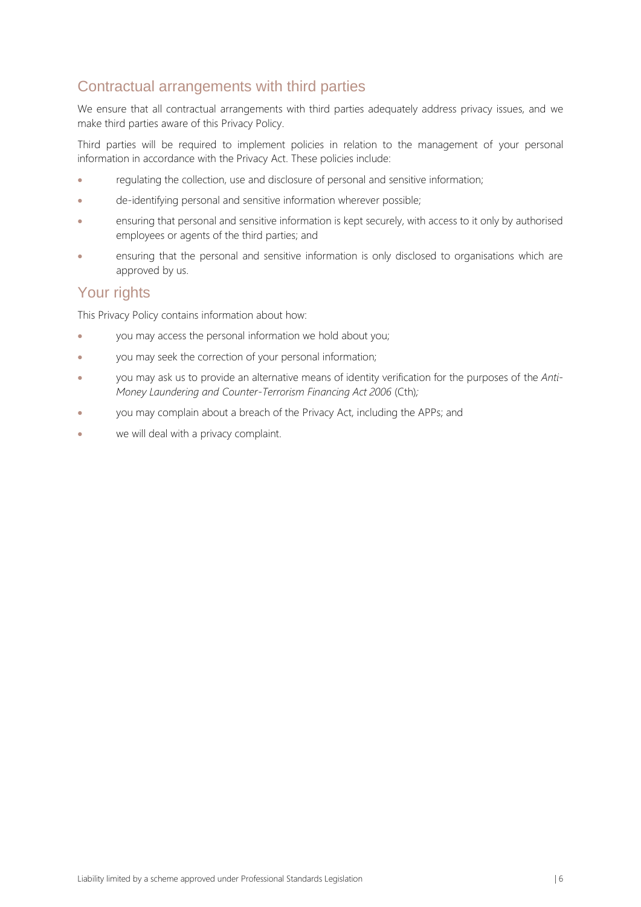## Contractual arrangements with third parties

We ensure that all contractual arrangements with third parties adequately address privacy issues, and we make third parties aware of this Privacy Policy.

Third parties will be required to implement policies in relation to the management of your personal information in accordance with the Privacy Act. These policies include:

- regulating the collection, use and disclosure of personal and sensitive information;
- de-identifying personal and sensitive information wherever possible;
- ensuring that personal and sensitive information is kept securely, with access to it only by authorised employees or agents of the third parties; and
- ensuring that the personal and sensitive information is only disclosed to organisations which are approved by us.

## Your rights

This Privacy Policy contains information about how:

- you may access the personal information we hold about you;
- you may seek the correction of your personal information;
- you may ask us to provide an alternative means of identity verification for the purposes of the *Anti-Money Laundering and Counter-Terrorism Financing Act 2006* (Cth)*;*
- you may complain about a breach of the Privacy Act, including the APPs; and
- we will deal with a privacy complaint.

Liability limited by a scheme approved under Professional Standards Legislation